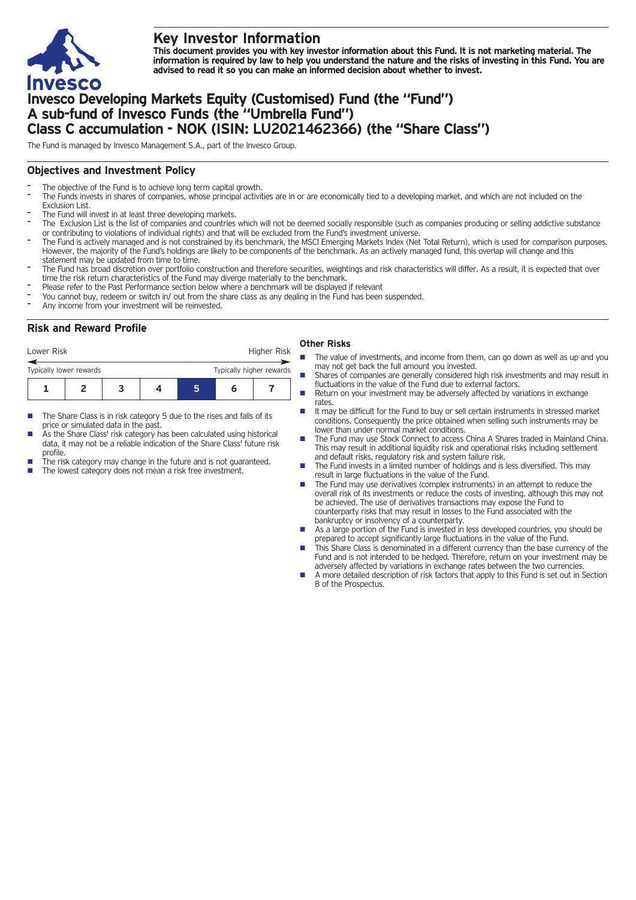# Key Investor Information

**This document provides you with key investor information about this Fund. It is not marketing material. The information is required by law to help you understand the nature and the risks of investing in this Fund. You are advised to read it so you can make an informed decision about whether to invest.**

# Invesco Developing Markets Equity (Customised) Fund (the "Fund")
# A sub-fund of Invesco Funds (the "Umbrella Fund")
# Class C accumulation - NOK (ISIN: LU2021462366) (the "Share Class")

The Fund is managed by Invesco Management S.A., part of the Invesco Group.

## Objectives and Investment Policy

- The objective of the Fund is to achieve long term capital growth.
- The Funds invests in shares of companies, whose principal activities are in or are economically tied to a developing market, and which are not included on the Exclusion List.
- The Fund will invest in at least three developing markets.
- The Exclusion List is the list of companies and countries which will not be deemed socially responsible (such as companies producing or selling addictive substance or contributing to violations of individual rights) and that will be excluded from the Fund's investment universe.
- The Fund is actively managed and is not constrained by its benchmark, the MSCI Emerging Markets Index (Net Total Return), which is used for comparison purposes. However, the majority of the Fund's holdings are likely to be components of the benchmark. As an actively managed fund, this overlap will change and this statement may be updated from time to time.
- The Fund has broad discretion over portfolio construction and therefore securities, weightings and risk characteristics will differ. As a result, it is expected that over time the risk return characteristics of the Fund may diverge materially to the benchmark.
- Please refer to the Past Performance section below where a benchmark will be displayed if relevant
- You cannot buy, redeem or switch in/ out from the share class as any dealing in the Fund has been suspended.
- Any income from your investment will be reinvested.

## Risk and Reward Profile

| Lower Risk | | | | | | Higher Risk |
|---|---|---|---|---|---|---|
| Typically lower rewards | | | | | | Typically higher rewards |
| 1 | 2 | 3 | 4 | **5** | 6 | 7 |

- The Share Class is in risk category 5 due to the rises and falls of its price or simulated data in the past.
- As the Share Class' risk category has been calculated using historical data, it may not be a reliable indication of the Share Class' future risk profile.
- The risk category may change in the future and is not guaranteed.
- The lowest category does not mean a risk free investment.

### Other Risks

- The value of investments, and income from them, can go down as well as up and you may not get back the full amount you invested.
- Shares of companies are generally considered high risk investments and may result in fluctuations in the value of the Fund due to external factors.
- Return on your investment may be adversely affected by variations in exchange rates.
- It may be difficult for the Fund to buy or sell certain instruments in stressed market conditions. Consequently the price obtained when selling such instruments may be lower than under normal market conditions.
- The Fund may use Stock Connect to access China A Shares traded in Mainland China. This may result in additional liquidity risk and operational risks including settlement and default risks, regulatory risk and system failure risk.
- The Fund invests in a limited number of holdings and is less diversified. This may result in large fluctuations in the value of the Fund.
- The Fund may use derivatives (complex instruments) in an attempt to reduce the overall risk of its investments or reduce the costs of investing, although this may not be achieved. The use of derivatives transactions may expose the Fund to counterparty risks that may result in losses to the Fund associated with the bankruptcy or insolvency of a counterparty.
- As a large portion of the Fund is invested in less developed countries, you should be prepared to accept significantly large fluctuations in the value of the Fund.
- This Share Class is denominated in a different currency than the base currency of the Fund and is not intended to be hedged. Therefore, return on your investment may be adversely affected by variations in exchange rates between the two currencies.
- A more detailed description of risk factors that apply to this Fund is set out in Section 8 of the Prospectus.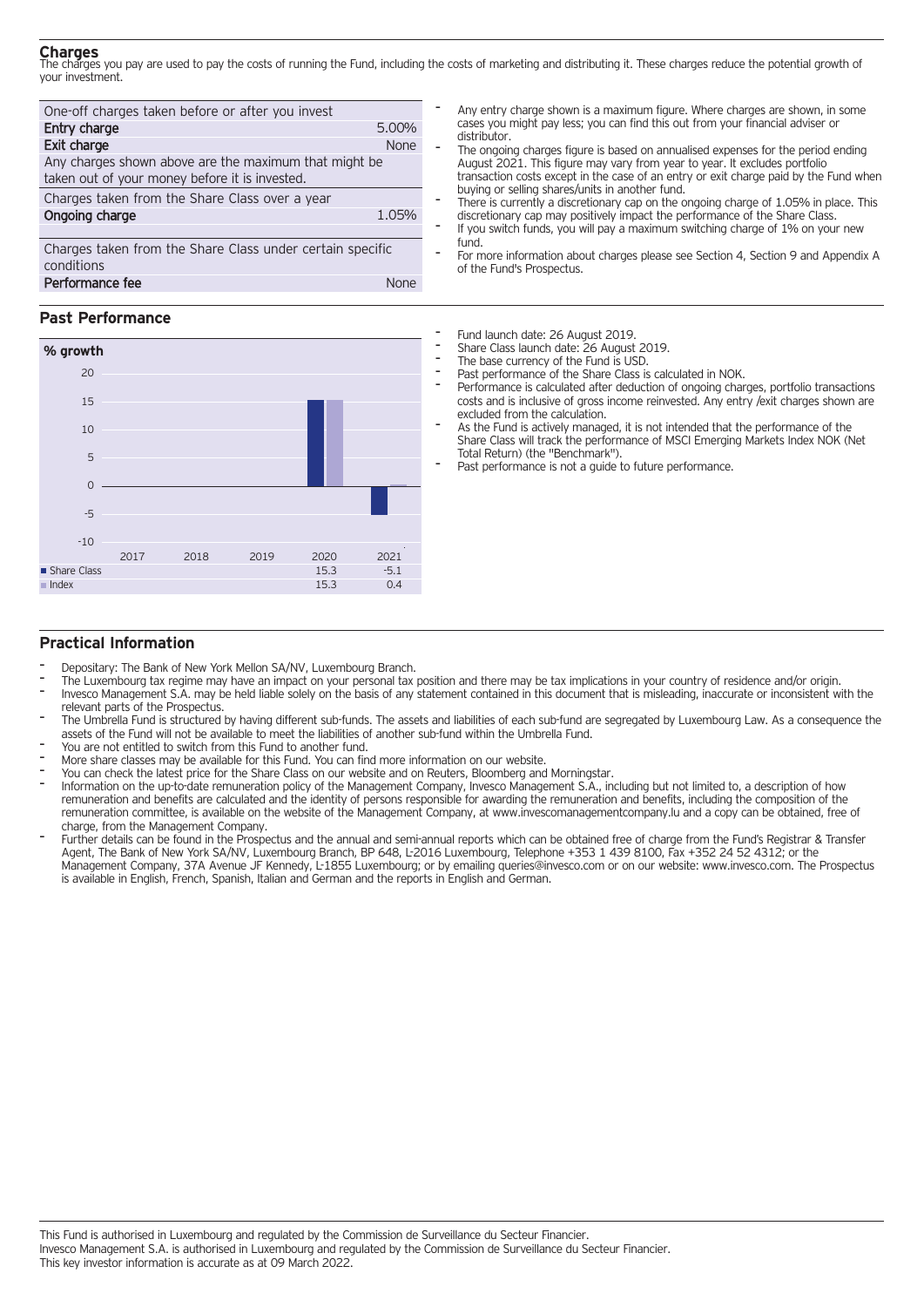## Charges

The charges you pay are used to pay the costs of running the Fund, including the costs of marketing and distributing it. These charges reduce the potential growth of your investment.

| | |
|---|---|
| One-off charges taken before or after you invest | |
| **Entry charge** | 5.00% |
| **Exit charge** | None |
| Any charges shown above are the maximum that might be taken out of your money before it is invested. | |
| Charges taken from the Share Class over a year | |
| **Ongoing charge** | 1.05% |
| Charges taken from the Share Class under certain specific conditions | |
| **Performance fee** | None |

- Any entry charge shown is a maximum figure. Where charges are shown, in some cases you might pay less; you can find this out from your financial adviser or distributor.
- The ongoing charges figure is based on annualised expenses for the period ending August 2021. This figure may vary from year to year. It excludes portfolio transaction costs except in the case of an entry or exit charge paid by the Fund when buying or selling shares/units in another fund.
- There is currently a discretionary cap on the ongoing charge of 1.05% in place. This discretionary cap may positively impact the performance of the Share Class.
- If you switch funds, you will pay a maximum switching charge of 1% on your new fund.
- For more information about charges please see Section 4, Section 9 and Appendix A of the Fund's Prospectus.

## Past Performance

% growth

20
15
10
5
0
-5
-10

2017 2018 2019 2020 2021

Share Class: 15.3 (2020), -5.1 (2021)

Index: 15.3 (2020), 0.4 (2021)

- Fund launch date: 26 August 2019.
- Share Class launch date: 26 August 2019.
- The base currency of the Fund is USD.
- Past performance of the Share Class is calculated in NOK.
- Performance is calculated after deduction of ongoing charges, portfolio transactions costs and is inclusive of gross income reinvested. Any entry /exit charges shown are excluded from the calculation.
- As the Fund is actively managed, it is not intended that the performance of the Share Class will track the performance of MSCI Emerging Markets Index NOK (Net Total Return) (the "Benchmark").
- Past performance is not a guide to future performance.

## Practical Information

- Depositary: The Bank of New York Mellon SA/NV, Luxembourg Branch.
- The Luxembourg tax regime may have an impact on your personal tax position and there may be tax implications in your country of residence and/or origin.
- Invesco Management S.A. may be held liable solely on the basis of any statement contained in this document that is misleading, inaccurate or inconsistent with the relevant parts of the Prospectus.
- The Umbrella Fund is structured by having different sub-funds. The assets and liabilities of each sub-fund are segregated by Luxembourg Law. As a consequence the assets of the Fund will not be available to meet the liabilities of another sub-fund within the Umbrella Fund.
- You are not entitled to switch from this Fund to another fund.
- More share classes may be available for this Fund. You can find more information on our website.
- You can check the latest price for the Share Class on our website and on Reuters, Bloomberg and Morningstar.
- Information on the up-to-date remuneration policy of the Management Company, Invesco Management S.A., including but not limited to, a description of how remuneration and benefits are calculated and the identity of persons responsible for awarding the remuneration and benefits, including the composition of the remuneration committee, is available on the website of the Management Company, at www.invescomanagementcompany.lu and a copy can be obtained, free of charge, from the Management Company.
- Further details can be found in the Prospectus and the annual and semi-annual reports which can be obtained free of charge from the Fund's Registrar & Transfer Agent, The Bank of New York SA/NV, Luxembourg Branch, BP 648, L-2016 Luxembourg, Telephone +353 1 439 8100, Fax +352 24 52 4312; or the Management Company, 37A Avenue JF Kennedy, L-1855 Luxembourg; or by emailing queries@invesco.com or on our website: www.invesco.com. The Prospectus is available in English, French, Spanish, Italian and German and the reports in English and German.

This Fund is authorised in Luxembourg and regulated by the Commission de Surveillance du Secteur Financier.
Invesco Management S.A. is authorised in Luxembourg and regulated by the Commission de Surveillance du Secteur Financier.
This key investor information is accurate as at 09 March 2022.